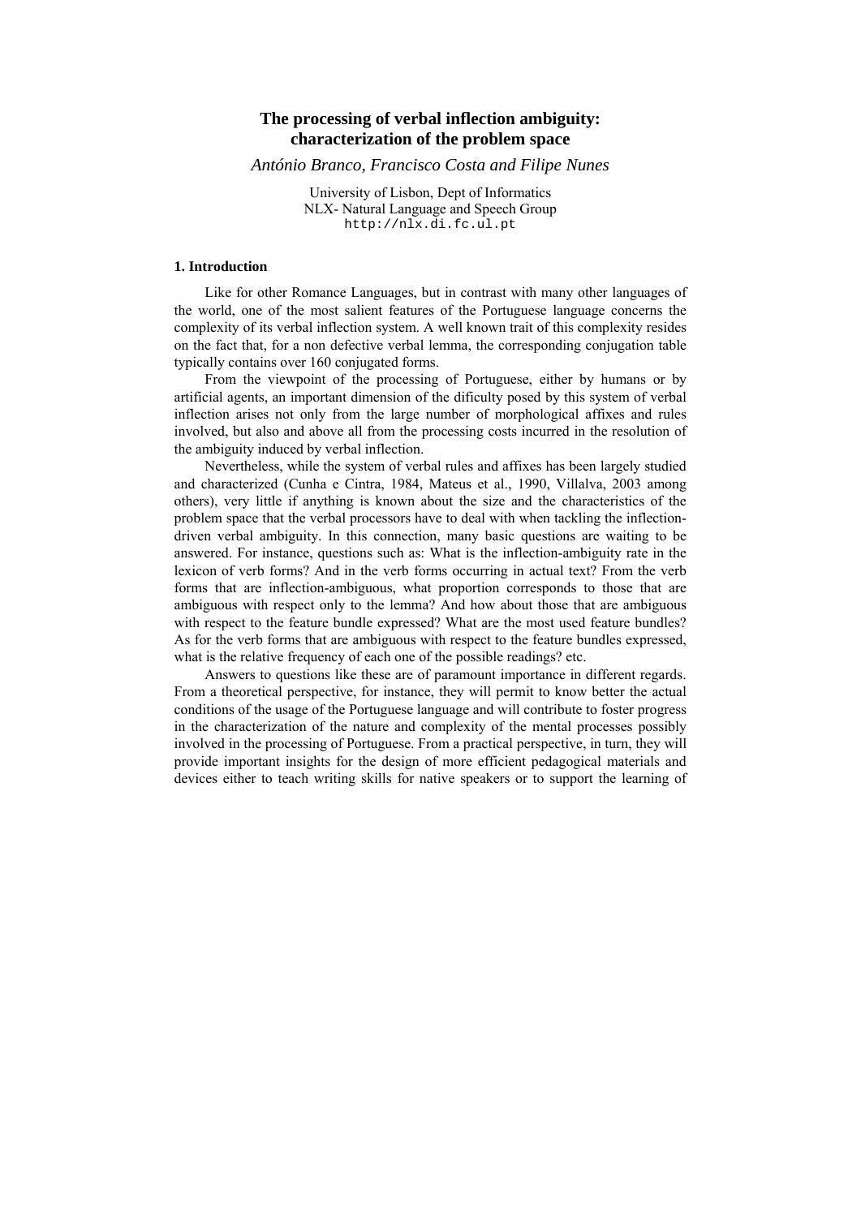# The processing of verbal inflection ambiguity: characterization of the problem space

*António Branco, Francisco Costa and Filipe Nunes*

University of Lisbon, Dept of Informatics
NLX- Natural Language and Speech Group
http://nlx.di.fc.ul.pt

## 1. Introduction

Like for other Romance Languages, but in contrast with many other languages of the world, one of the most salient features of the Portuguese language concerns the complexity of its verbal inflection system. A well known trait of this complexity resides on the fact that, for a non defective verbal lemma, the corresponding conjugation table typically contains over 160 conjugated forms.

From the viewpoint of the processing of Portuguese, either by humans or by artificial agents, an important dimension of the dificulty posed by this system of verbal inflection arises not only from the large number of morphological affixes and rules involved, but also and above all from the processing costs incurred in the resolution of the ambiguity induced by verbal inflection.

Nevertheless, while the system of verbal rules and affixes has been largely studied and characterized (Cunha e Cintra, 1984, Mateus et al., 1990, Villalva, 2003 among others), very little if anything is known about the size and the characteristics of the problem space that the verbal processors have to deal with when tackling the inflection-driven verbal ambiguity. In this connection, many basic questions are waiting to be answered. For instance, questions such as: What is the inflection-ambiguity rate in the lexicon of verb forms? And in the verb forms occurring in actual text? From the verb forms that are inflection-ambiguous, what proportion corresponds to those that are ambiguous with respect only to the lemma? And how about those that are ambiguous with respect to the feature bundle expressed? What are the most used feature bundles? As for the verb forms that are ambiguous with respect to the feature bundles expressed, what is the relative frequency of each one of the possible readings? etc.

Answers to questions like these are of paramount importance in different regards. From a theoretical perspective, for instance, they will permit to know better the actual conditions of the usage of the Portuguese language and will contribute to foster progress in the characterization of the nature and complexity of the mental processes possibly involved in the processing of Portuguese. From a practical perspective, in turn, they will provide important insights for the design of more efficient pedagogical materials and devices either to teach writing skills for native speakers or to support the learning of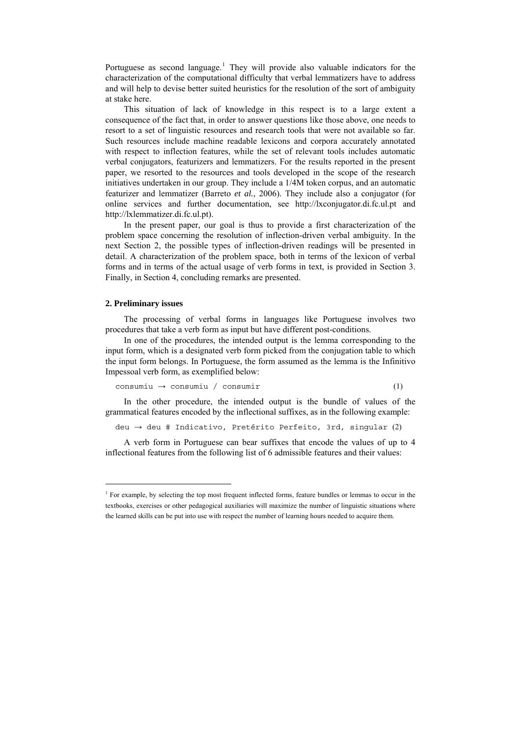Portuguese as second language.[1] They will provide also valuable indicators for the characterization of the computational difficulty that verbal lemmatizers have to address and will help to devise better suited heuristics for the resolution of the sort of ambiguity at stake here.

This situation of lack of knowledge in this respect is to a large extent a consequence of the fact that, in order to answer questions like those above, one needs to resort to a set of linguistic resources and research tools that were not available so far. Such resources include machine readable lexicons and corpora accurately annotated with respect to inflection features, while the set of relevant tools includes automatic verbal conjugators, featurizers and lemmatizers. For the results reported in the present paper, we resorted to the resources and tools developed in the scope of the research initiatives undertaken in our group. They include a 1/4M token corpus, and an automatic featurizer and lemmatizer (Barreto *et al.*, 2006). They include also a conjugator (for online services and further documentation, see http://lxconjugator.di.fc.ul.pt and http://lxlemmatizer.di.fc.ul.pt).

In the present paper, our goal is thus to provide a first characterization of the problem space concerning the resolution of inflection-driven verbal ambiguity. In the next Section 2, the possible types of inflection-driven readings will be presented in detail. A characterization of the problem space, both in terms of the lexicon of verbal forms and in terms of the actual usage of verb forms in text, is provided in Section 3. Finally, in Section 4, concluding remarks are presented.

## 2. Preliminary issues

The processing of verbal forms in languages like Portuguese involves two procedures that take a verb form as input but have different post-conditions.

In one of the procedures, the intended output is the lemma corresponding to the input form, which is a designated verb form picked from the conjugation table to which the input form belongs. In Portuguese, the form assumed as the lemma is the Infinitivo Impessoal verb form, as exemplified below:

```
consumiu → consumiu / consumir                                    (1)
```

In the other procedure, the intended output is the bundle of values of the grammatical features encoded by the inflectional suffixes, as in the following example:

```
deu → deu # Indicativo, Pretérito Perfeito, 3rd, singular (2)
```

A verb form in Portuguese can bear suffixes that encode the values of up to 4 inflectional features from the following list of 6 admissible features and their values:

---

[1] For example, by selecting the top most frequent inflected forms, feature bundles or lemmas to occur in the textbooks, exercises or other pedagogical auxiliaries will maximize the number of linguistic situations where the learned skills can be put into use with respect the number of learning hours needed to acquire them.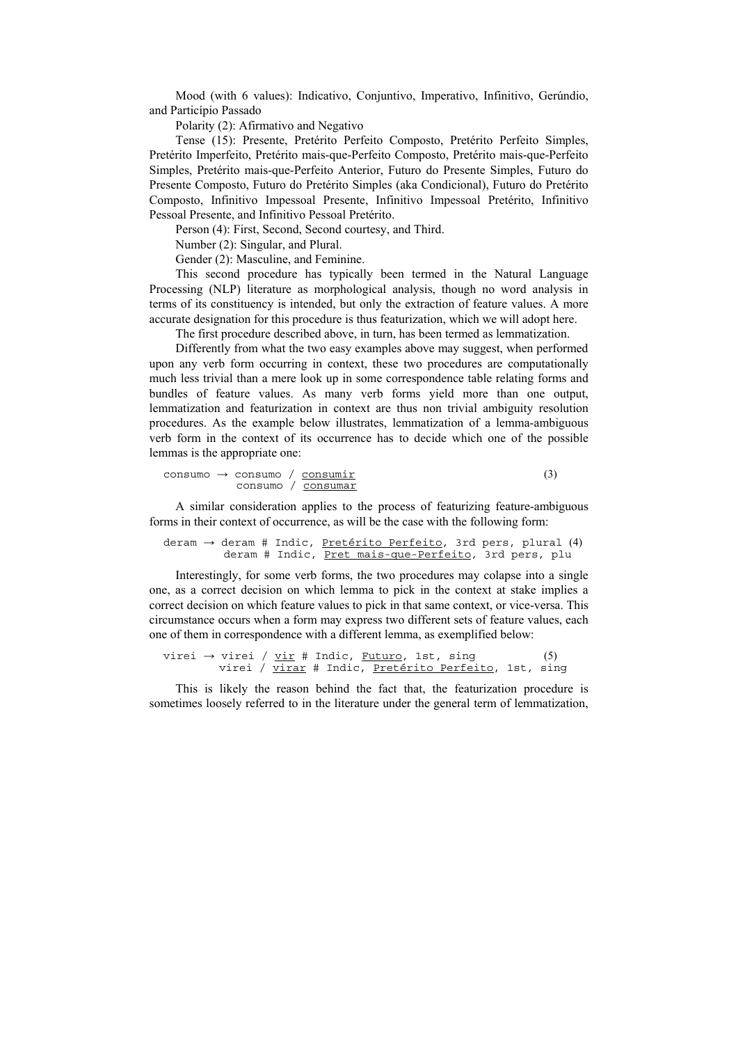Mood (with 6 values): Indicativo, Conjuntivo, Imperativo, Infinitivo, Gerúndio, and Particípio Passado

Polarity (2): Afirmativo and Negativo

Tense (15): Presente, Pretérito Perfeito Composto, Pretérito Perfeito Simples, Pretérito Imperfeito, Pretérito mais-que-Perfeito Composto, Pretérito mais-que-Perfeito Simples, Pretérito mais-que-Perfeito Anterior, Futuro do Presente Simples, Futuro do Presente Composto, Futuro do Pretérito Simples (aka Condicional), Futuro do Pretérito Composto, Infinitivo Impessoal Presente, Infinitivo Impessoal Pretérito, Infinitivo Pessoal Presente, and Infinitivo Pessoal Pretérito.

Person (4): First, Second, Second courtesy, and Third.

Number (2): Singular, and Plural.

Gender (2): Masculine, and Feminine.

This second procedure has typically been termed in the Natural Language Processing (NLP) literature as morphological analysis, though no word analysis in terms of its constituency is intended, but only the extraction of feature values. A more accurate designation for this procedure is thus featurization, which we will adopt here.

The first procedure described above, in turn, has been termed as lemmatization.

Differently from what the two easy examples above may suggest, when performed upon any verb form occurring in context, these two procedures are computationally much less trivial than a mere look up in some correspondence table relating forms and bundles of feature values. As many verb forms yield more than one output, lemmatization and featurization in context are thus non trivial ambiguity resolution procedures. As the example below illustrates, lemmatization of a lemma-ambiguous verb form in the context of its occurrence has to decide which one of the possible lemmas is the appropriate one:

```
consumo → consumo / consumir                          (3)
          consumo / consumar
```

A similar consideration applies to the process of featurizing feature-ambiguous forms in their context of occurrence, as will be the case with the following form:

```
deram → deram # Indic, Pretérito Perfeito, 3rd pers, plural (4)
        deram # Indic, Pret mais-que-Perfeito, 3rd pers, plu
```

Interestingly, for some verb forms, the two procedures may colapse into a single one, as a correct decision on which lemma to pick in the context at stake implies a correct decision on which feature values to pick in that same context, or vice-versa. This circumstance occurs when a form may express two different sets of feature values, each one of them in correspondence with a different lemma, as exemplified below:

```
virei → virei / vir # Indic, Futuro, 1st, sing          (5)
        virei / virar # Indic, Pretérito Perfeito, 1st, sing
```

This is likely the reason behind the fact that, the featurization procedure is sometimes loosely referred to in the literature under the general term of lemmatization,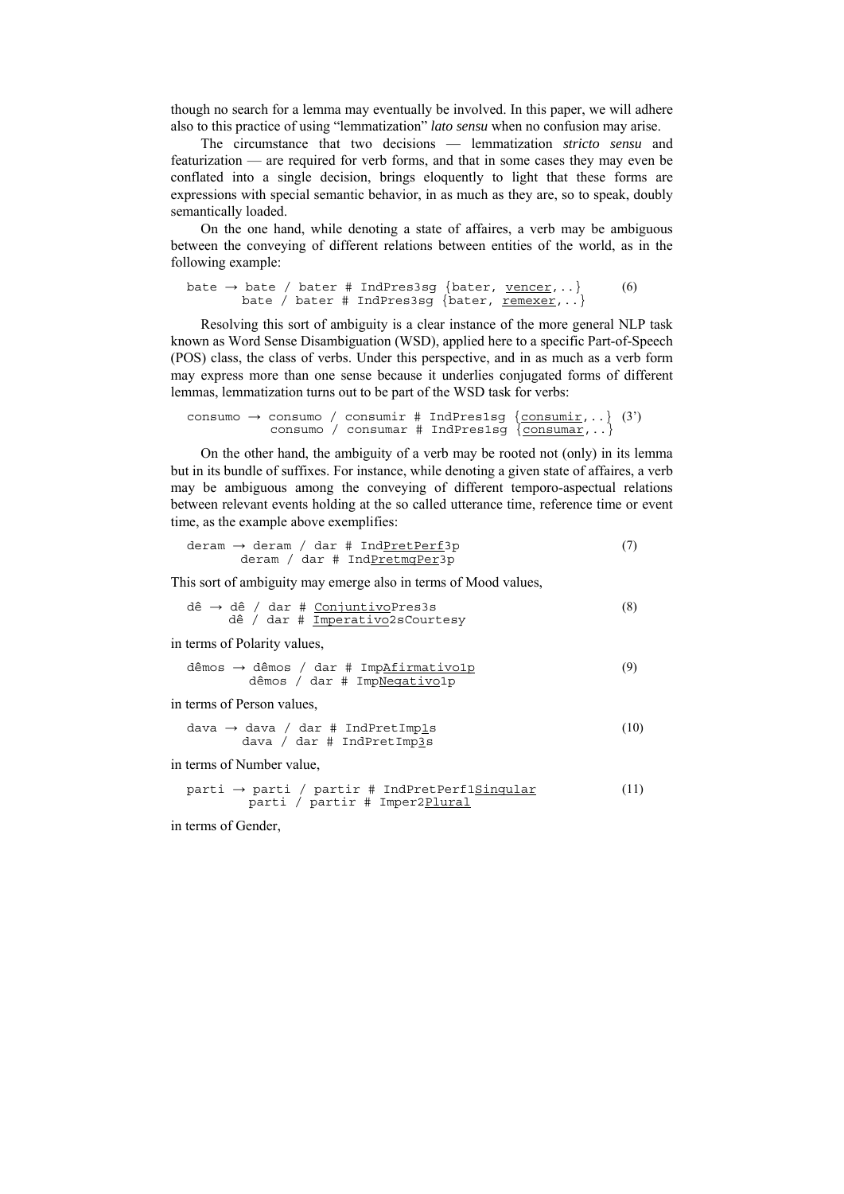though no search for a lemma may eventually be involved. In this paper, we will adhere also to this practice of using "lemmatization" *lato sensu* when no confusion may arise.

The circumstance that two decisions — lemmatization *stricto sensu* and featurization — are required for verb forms, and that in some cases they may even be conflated into a single decision, brings eloquently to light that these forms are expressions with special semantic behavior, in as much as they are, so to speak, doubly semantically loaded.

On the one hand, while denoting a state of affaires, a verb may be ambiguous between the conveying of different relations between entities of the world, as in the following example:

```
bate → bate / bater # IndPres3sg {bater, vencer,..}        (6)
       bate / bater # IndPres3sg {bater, remexer,..}
```

Resolving this sort of ambiguity is a clear instance of the more general NLP task known as Word Sense Disambiguation (WSD), applied here to a specific Part-of-Speech (POS) class, the class of verbs. Under this perspective, and in as much as a verb form may express more than one sense because it underlies conjugated forms of different lemmas, lemmatization turns out to be part of the WSD task for verbs:

```
consumo → consumo / consumir # IndPres1sg {consumir,..}  (3')
          consumo / consumar # IndPres1sg {consumar,..}
```

On the other hand, the ambiguity of a verb may be rooted not (only) in its lemma but in its bundle of suffixes. For instance, while denoting a given state of affaires, a verb may be ambiguous among the conveying of different temporo-aspectual relations between relevant events holding at the so called utterance time, reference time or event time, as the example above exemplifies:

```
deram → deram / dar # IndPretPerf3p                        (7)
        deram / dar # IndPretmqPer3p
```

This sort of ambiguity may emerge also in terms of Mood values,

```
dê → dê / dar # ConjuntivoPres3s                           (8)
     dê / dar # Imperativo2sCourtesy
```

in terms of Polarity values,

```
dêmos → dêmos / dar # ImpAfirmativo1p                      (9)
        dêmos / dar # ImpNegativo1p
```

in terms of Person values,

```
dava → dava / dar # IndPretImp1s                           (10)
       dava / dar # IndPretImp3s
```

in terms of Number value,

```
parti → parti / partir # IndPretPerf1Singular              (11)
        parti / partir # Imper2Plural
```

in terms of Gender,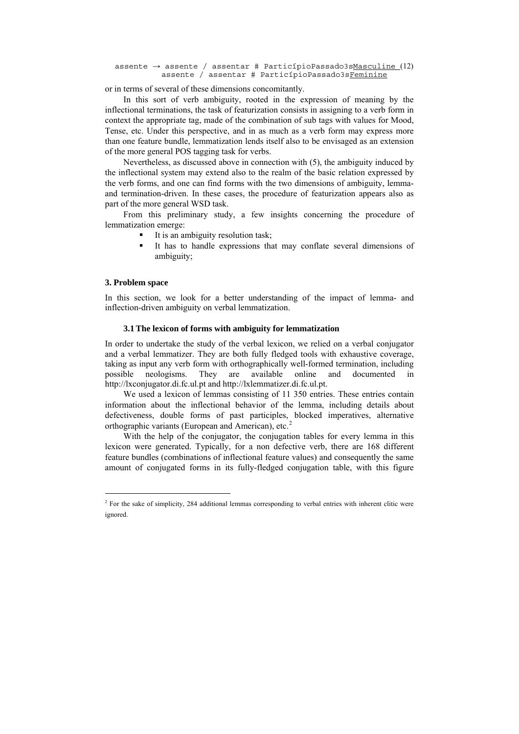```
assente → assente / assentar # ParticípioPassado3sMasculine (12)
          assente / assentar # ParticípioPassado3sFeminine
```

or in terms of several of these dimensions concomitantly.

In this sort of verb ambiguity, rooted in the expression of meaning by the inflectional terminations, the task of featurization consists in assigning to a verb form in context the appropriate tag, made of the combination of sub tags with values for Mood, Tense, etc. Under this perspective, and in as much as a verb form may express more than one feature bundle, lemmatization lends itself also to be envisaged as an extension of the more general POS tagging task for verbs.

Nevertheless, as discussed above in connection with (5), the ambiguity induced by the inflectional system may extend also to the realm of the basic relation expressed by the verb forms, and one can find forms with the two dimensions of ambiguity, lemma- and termination-driven. In these cases, the procedure of featurization appears also as part of the more general WSD task.

From this preliminary study, a few insights concerning the procedure of lemmatization emerge:

- It is an ambiguity resolution task;
- It has to handle expressions that may conflate several dimensions of ambiguity;

## 3. Problem space

In this section, we look for a better understanding of the impact of lemma- and inflection-driven ambiguity on verbal lemmatization.

### 3.1 The lexicon of forms with ambiguity for lemmatization

In order to undertake the study of the verbal lexicon, we relied on a verbal conjugator and a verbal lemmatizer. They are both fully fledged tools with exhaustive coverage, taking as input any verb form with orthographically well-formed termination, including possible neologisms. They are available online and documented in http://lxconjugator.di.fc.ul.pt and http://lxlemmatizer.di.fc.ul.pt.

We used a lexicon of lemmas consisting of 11 350 entries. These entries contain information about the inflectional behavior of the lemma, including details about defectiveness, double forms of past participles, blocked imperatives, alternative orthographic variants (European and American), etc.[2]

With the help of the conjugator, the conjugation tables for every lemma in this lexicon were generated. Typically, for a non defective verb, there are 168 different feature bundles (combinations of inflectional feature values) and consequently the same amount of conjugated forms in its fully-fledged conjugation table, with this figure

[2] For the sake of simplicity, 284 additional lemmas corresponding to verbal entries with inherent clitic were ignored.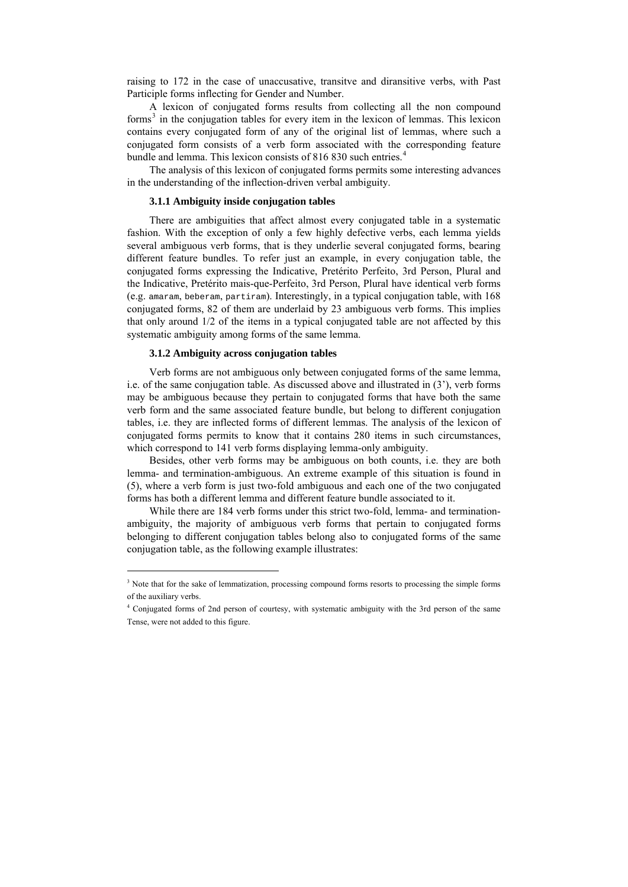raising to 172 in the case of unaccusative, transitve and diransitive verbs, with Past Participle forms inflecting for Gender and Number.

A lexicon of conjugated forms results from collecting all the non compound forms[3] in the conjugation tables for every item in the lexicon of lemmas. This lexicon contains every conjugated form of any of the original list of lemmas, where such a conjugated form consists of a verb form associated with the corresponding feature bundle and lemma. This lexicon consists of 816 830 such entries.[4]

The analysis of this lexicon of conjugated forms permits some interesting advances in the understanding of the inflection-driven verbal ambiguity.

### 3.1.1 Ambiguity inside conjugation tables

There are ambiguities that affect almost every conjugated table in a systematic fashion. With the exception of only a few highly defective verbs, each lemma yields several ambiguous verb forms, that is they underlie several conjugated forms, bearing different feature bundles. To refer just an example, in every conjugation table, the conjugated forms expressing the Indicative, Pretérito Perfeito, 3rd Person, Plural and the Indicative, Pretérito mais-que-Perfeito, 3rd Person, Plural have identical verb forms (e.g. `amaram`, `beberam`, `partiram`). Interestingly, in a typical conjugation table, with 168 conjugated forms, 82 of them are underlaid by 23 ambiguous verb forms. This implies that only around 1/2 of the items in a typical conjugated table are not affected by this systematic ambiguity among forms of the same lemma.

### 3.1.2 Ambiguity across conjugation tables

Verb forms are not ambiguous only between conjugated forms of the same lemma, i.e. of the same conjugation table. As discussed above and illustrated in (3'), verb forms may be ambiguous because they pertain to conjugated forms that have both the same verb form and the same associated feature bundle, but belong to different conjugation tables, i.e. they are inflected forms of different lemmas. The analysis of the lexicon of conjugated forms permits to know that it contains 280 items in such circumstances, which correspond to 141 verb forms displaying lemma-only ambiguity.

Besides, other verb forms may be ambiguous on both counts, i.e. they are both lemma- and termination-ambiguous. An extreme example of this situation is found in (5), where a verb form is just two-fold ambiguous and each one of the two conjugated forms has both a different lemma and different feature bundle associated to it.

While there are 184 verb forms under this strict two-fold, lemma- and termination-ambiguity, the majority of ambiguous verb forms that pertain to conjugated forms belonging to different conjugation tables belong also to conjugated forms of the same conjugation table, as the following example illustrates:

---

[3] Note that for the sake of lemmatization, processing compound forms resorts to processing the simple forms of the auxiliary verbs.

[4] Conjugated forms of 2nd person of courtesy, with systematic ambiguity with the 3rd person of the same Tense, were not added to this figure.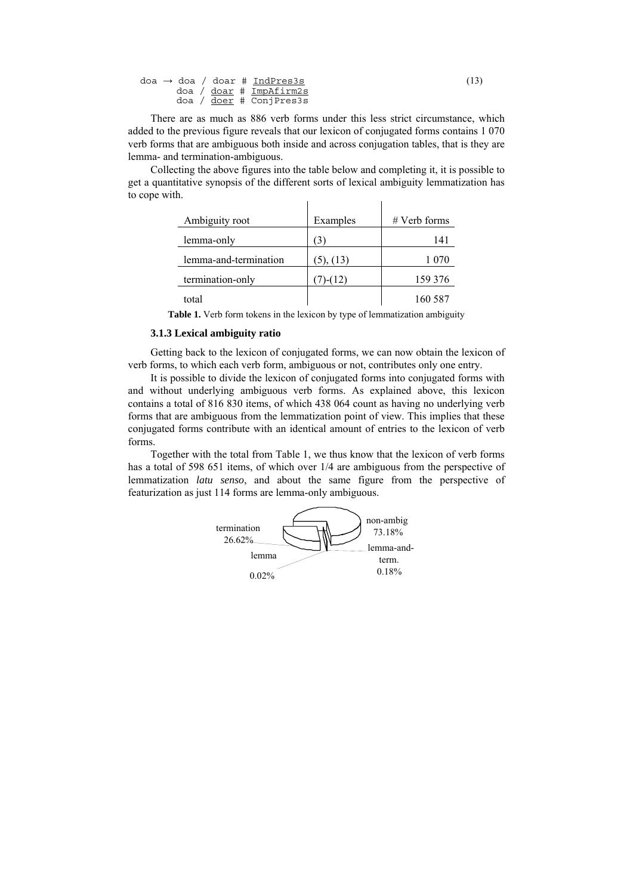```
doa → doa / doar # IndPres3s
      doa / doar # ImpAfirm2s
      doa / doer # ConjPres3s
```
(13)

There are as much as 886 verb forms under this less strict circumstance, which added to the previous figure reveals that our lexicon of conjugated forms contains 1 070 verb forms that are ambiguous both inside and across conjugation tables, that is they are lemma- and termination-ambiguous.

Collecting the above figures into the table below and completing it, it is possible to get a quantitative synopsis of the different sorts of lexical ambiguity lemmatization has to cope with.

| Ambiguity root | Examples | # Verb forms |
|---|---|---|
| lemma-only | (3) | 141 |
| lemma-and-termination | (5), (13) | 1 070 |
| termination-only | (7)-(12) | 159 376 |
| total | | 160 587 |

**Table 1.** Verb form tokens in the lexicon by type of lemmatization ambiguity

### 3.1.3 Lexical ambiguity ratio

Getting back to the lexicon of conjugated forms, we can now obtain the lexicon of verb forms, to which each verb form, ambiguous or not, contributes only one entry.

It is possible to divide the lexicon of conjugated forms into conjugated forms with and without underlying ambiguous verb forms. As explained above, this lexicon contains a total of 816 830 items, of which 438 064 count as having no underlying verb forms that are ambiguous from the lemmatization point of view. This implies that these conjugated forms contribute with an identical amount of entries to the lexicon of verb forms.

Together with the total from Table 1, we thus know that the lexicon of verb forms has a total of 598 651 items, of which over 1/4 are ambiguous from the perspective of lemmatization *latu senso*, and about the same figure from the perspective of featurization as just 114 forms are lemma-only ambiguous.

termination 26.62%
lemma 0.02%
non-ambig 73.18%
lemma-and-term. 0.18%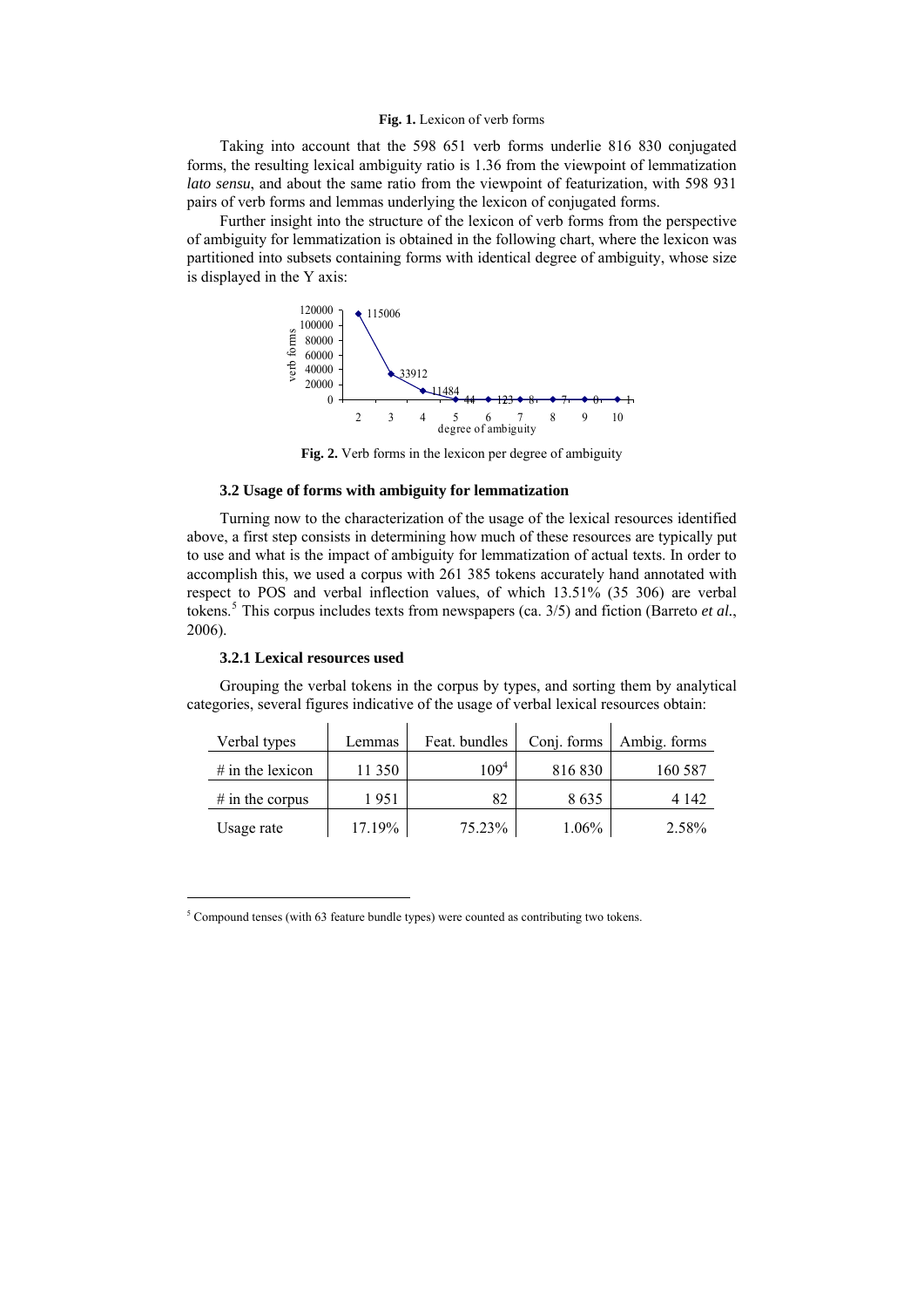**Fig. 1.** Lexicon of verb forms

Taking into account that the 598 651 verb forms underlie 816 830 conjugated forms, the resulting lexical ambiguity ratio is 1.36 from the viewpoint of lemmatization *lato sensu*, and about the same ratio from the viewpoint of featurization, with 598 931 pairs of verb forms and lemmas underlying the lexicon of conjugated forms.

Further insight into the structure of the lexicon of verb forms from the perspective of ambiguity for lemmatization is obtained in the following chart, where the lexicon was partitioned into subsets containing forms with identical degree of ambiguity, whose size is displayed in the Y axis:

**Fig. 2.** Verb forms in the lexicon per degree of ambiguity

### 3.2 Usage of forms with ambiguity for lemmatization

Turning now to the characterization of the usage of the lexical resources identified above, a first step consists in determining how much of these resources are typically put to use and what is the impact of ambiguity for lemmatization of actual texts. In order to accomplish this, we used a corpus with 261 385 tokens accurately hand annotated with respect to POS and verbal inflection values, of which 13.51% (35 306) are verbal tokens.[5] This corpus includes texts from newspapers (ca. 3/5) and fiction (Barreto *et al.*, 2006).

#### 3.2.1 Lexical resources used

Grouping the verbal tokens in the corpus by types, and sorting them by analytical categories, several figures indicative of the usage of verbal lexical resources obtain:

| Verbal types | Lemmas | Feat. bundles | Conj. forms | Ambig. forms |
|---|---|---|---|---|
| # in the lexicon | 11 350 | 109[4] | 816 830 | 160 587 |
| # in the corpus | 1 951 | 82 | 8 635 | 4 142 |
| Usage rate | 17.19% | 75.23% | 1.06% | 2.58% |

[5] Compound tenses (with 63 feature bundle types) were counted as contributing two tokens.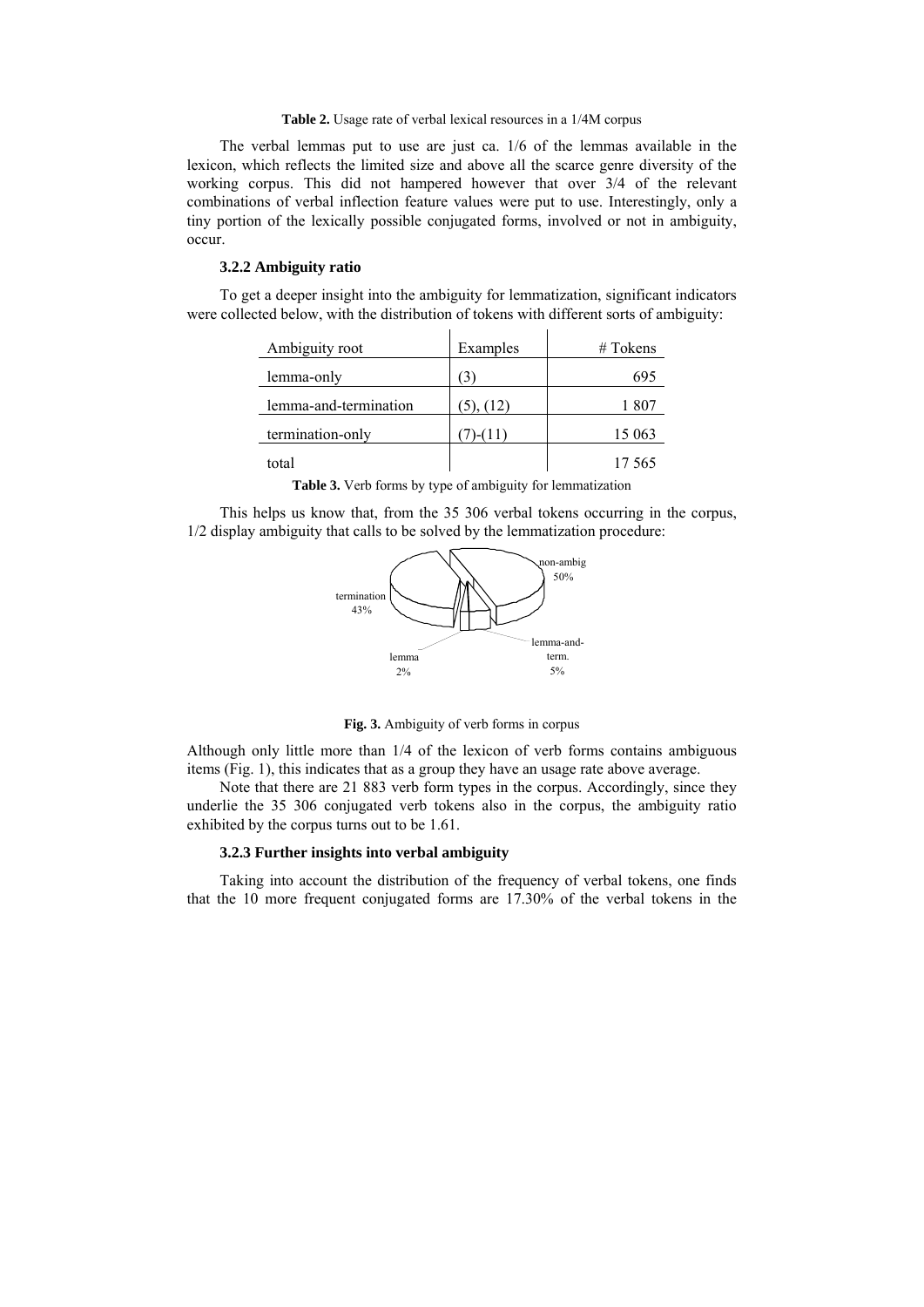**Table 2.** Usage rate of verbal lexical resources in a 1/4M corpus

The verbal lemmas put to use are just ca. 1/6 of the lemmas available in the lexicon, which reflects the limited size and above all the scarce genre diversity of the working corpus. This did not hampered however that over 3/4 of the relevant combinations of verbal inflection feature values were put to use. Interestingly, only a tiny portion of the lexically possible conjugated forms, involved or not in ambiguity, occur.

### 3.2.2 Ambiguity ratio

To get a deeper insight into the ambiguity for lemmatization, significant indicators were collected below, with the distribution of tokens with different sorts of ambiguity:

| Ambiguity root | Examples | # Tokens |
|---|---|---:|
| lemma-only | (3) | 695 |
| lemma-and-termination | (5), (12) | 1 807 |
| termination-only | (7)-(11) | 15 063 |
| total | | 17 565 |

**Table 3.** Verb forms by type of ambiguity for lemmatization

This helps us know that, from the 35 306 verbal tokens occurring in the corpus, 1/2 display ambiguity that calls to be solved by the lemmatization procedure:

non-ambig 50%
termination 43%
lemma 2%
lemma-and-term. 5%

**Fig. 3.** Ambiguity of verb forms in corpus

Although only little more than 1/4 of the lexicon of verb forms contains ambiguous items (Fig. 1), this indicates that as a group they have an usage rate above average.

Note that there are 21 883 verb form types in the corpus. Accordingly, since they underlie the 35 306 conjugated verb tokens also in the corpus, the ambiguity ratio exhibited by the corpus turns out to be 1.61.

### 3.2.3 Further insights into verbal ambiguity

Taking into account the distribution of the frequency of verbal tokens, one finds that the 10 more frequent conjugated forms are 17.30% of the verbal tokens in the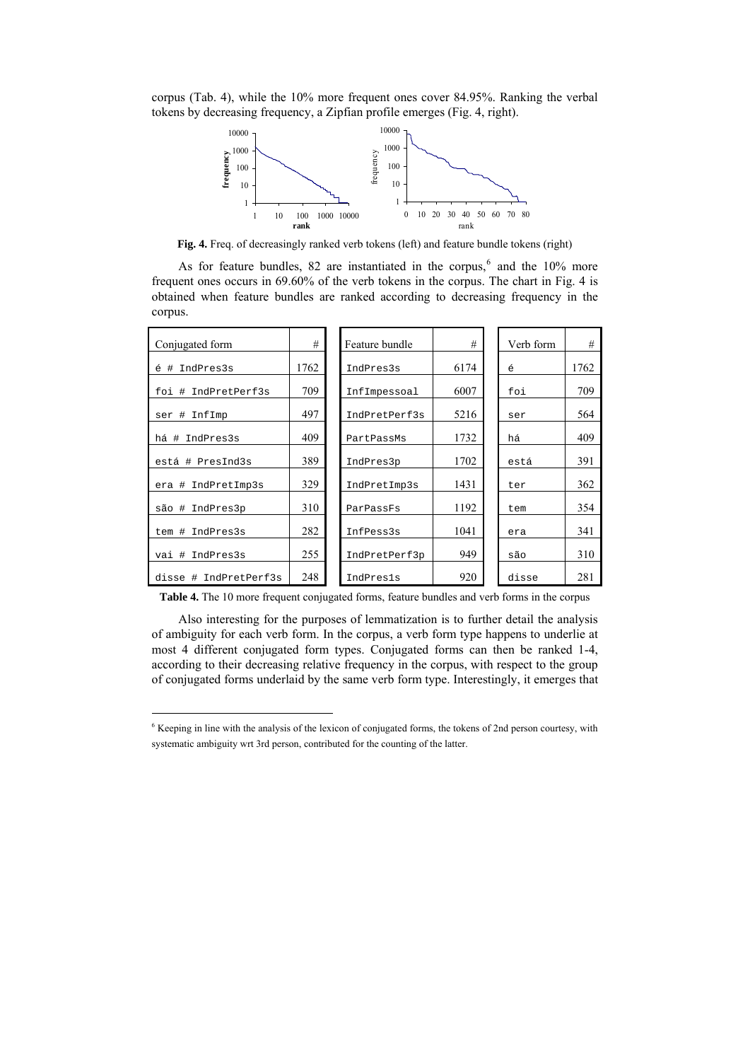corpus (Tab. 4), while the 10% more frequent ones cover 84.95%. Ranking the verbal tokens by decreasing frequency, a Zipfian profile emerges (Fig. 4, right).

**Fig. 4.** Freq. of decreasingly ranked verb tokens (left) and feature bundle tokens (right)

As for feature bundles, 82 are instantiated in the corpus,[6] and the 10% more frequent ones occurs in 69.60% of the verb tokens in the corpus. The chart in Fig. 4 is obtained when feature bundles are ranked according to decreasing frequency in the corpus.

| Conjugated form | # |
|---|---|
| é # IndPres3s | 1762 |
| foi # IndPretPerf3s | 709 |
| ser # InfImp | 497 |
| há # IndPres3s | 409 |
| está # PresInd3s | 389 |
| era # IndPretImp3s | 329 |
| são # IndPres3p | 310 |
| tem # IndPres3s | 282 |
| vai # IndPres3s | 255 |
| disse # IndPretPerf3s | 248 |

| Feature bundle | # |
|---|---|
| IndPres3s | 6174 |
| InfImpessoal | 6007 |
| IndPretPerf3s | 5216 |
| PartPassMs | 1732 |
| IndPres3p | 1702 |
| IndPretImp3s | 1431 |
| ParPassFs | 1192 |
| InfPess3s | 1041 |
| IndPretPerf3p | 949 |
| IndPres1s | 920 |

| Verb form | # |
|---|---|
| é | 1762 |
| foi | 709 |
| ser | 564 |
| há | 409 |
| está | 391 |
| ter | 362 |
| tem | 354 |
| era | 341 |
| são | 310 |
| disse | 281 |

**Table 4.** The 10 more frequent conjugated forms, feature bundles and verb forms in the corpus

Also interesting for the purposes of lemmatization is to further detail the analysis of ambiguity for each verb form. In the corpus, a verb form type happens to underlie at most 4 different conjugated form types. Conjugated forms can then be ranked 1-4, according to their decreasing relative frequency in the corpus, with respect to the group of conjugated forms underlaid by the same verb form type. Interestingly, it emerges that

[6] Keeping in line with the analysis of the lexicon of conjugated forms, the tokens of 2nd person courtesy, with systematic ambiguity wrt 3rd person, contributed for the counting of the latter.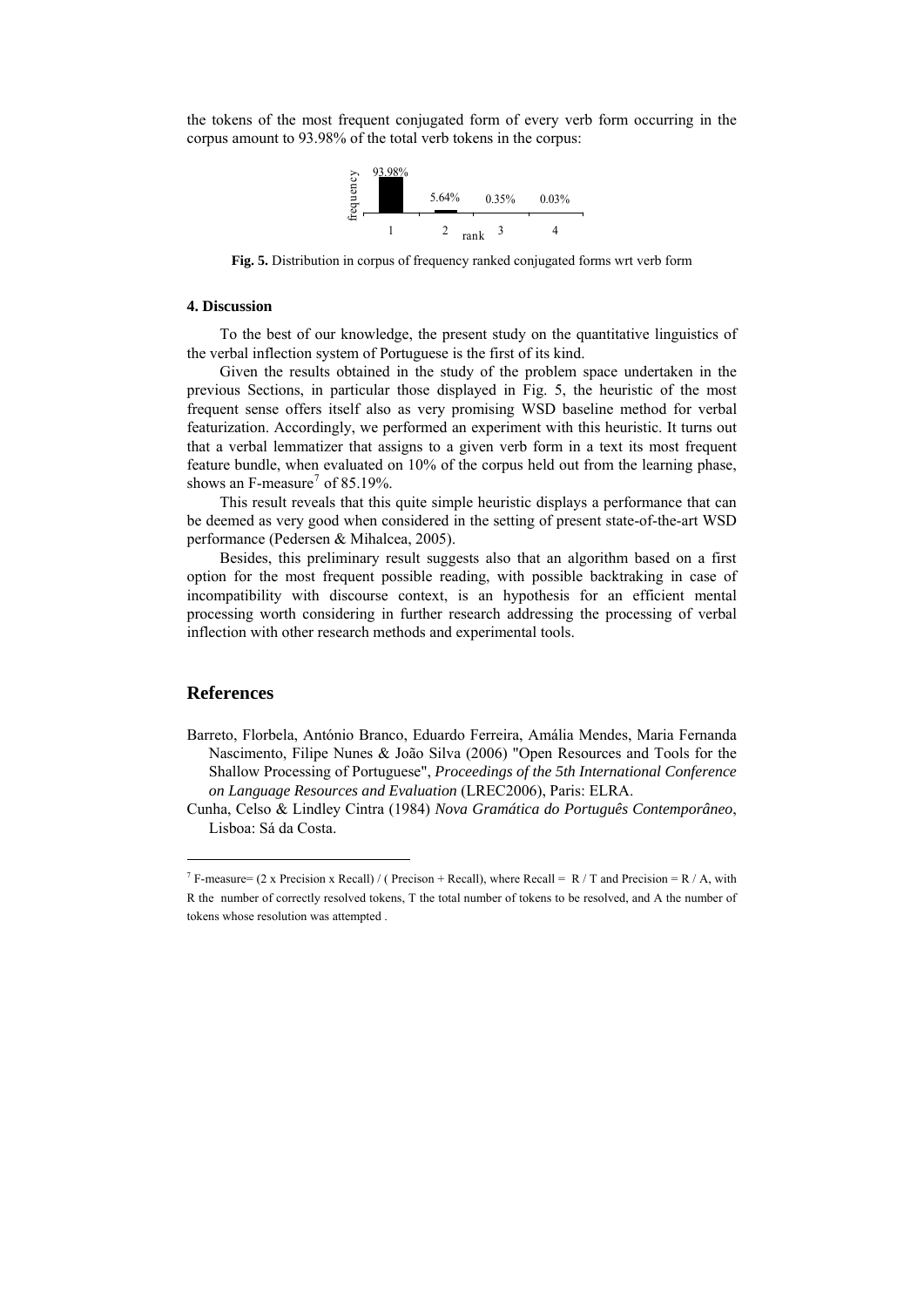the tokens of the most frequent conjugated form of every verb form occurring in the corpus amount to 93.98% of the total verb tokens in the corpus:

| rank | 1 | 2 | 3 | 4 |
|---|---|---|---|---|
| frequency | 93.98% | 5.64% | 0.35% | 0.03% |

**Fig. 5.** Distribution in corpus of frequency ranked conjugated forms wrt verb form

### 4. Discussion

To the best of our knowledge, the present study on the quantitative linguistics of the verbal inflection system of Portuguese is the first of its kind.

Given the results obtained in the study of the problem space undertaken in the previous Sections, in particular those displayed in Fig. 5, the heuristic of the most frequent sense offers itself also as very promising WSD baseline method for verbal featurization. Accordingly, we performed an experiment with this heuristic. It turns out that a verbal lemmatizer that assigns to a given verb form in a text its most frequent feature bundle, when evaluated on 10% of the corpus held out from the learning phase, shows an F-measure[7] of 85.19%.

This result reveals that this quite simple heuristic displays a performance that can be deemed as very good when considered in the setting of present state-of-the-art WSD performance (Pedersen & Mihalcea, 2005).

Besides, this preliminary result suggests also that an algorithm based on a first option for the most frequent possible reading, with possible backtraking in case of incompatibility with discourse context, is an hypothesis for an efficient mental processing worth considering in further research addressing the processing of verbal inflection with other research methods and experimental tools.

## References

Barreto, Florbela, António Branco, Eduardo Ferreira, Amália Mendes, Maria Fernanda Nascimento, Filipe Nunes & João Silva (2006) "Open Resources and Tools for the Shallow Processing of Portuguese", *Proceedings of the 5th International Conference on Language Resources and Evaluation* (LREC2006), Paris: ELRA.

Cunha, Celso & Lindley Cintra (1984) *Nova Gramática do Português Contemporâneo*, Lisboa: Sá da Costa.

---

[7] F-measure= (2 x Precision x Recall) / ( Precison + Recall), where Recall = R / T and Precision = R / A, with R the number of correctly resolved tokens, T the total number of tokens to be resolved, and A the number of tokens whose resolution was attempted .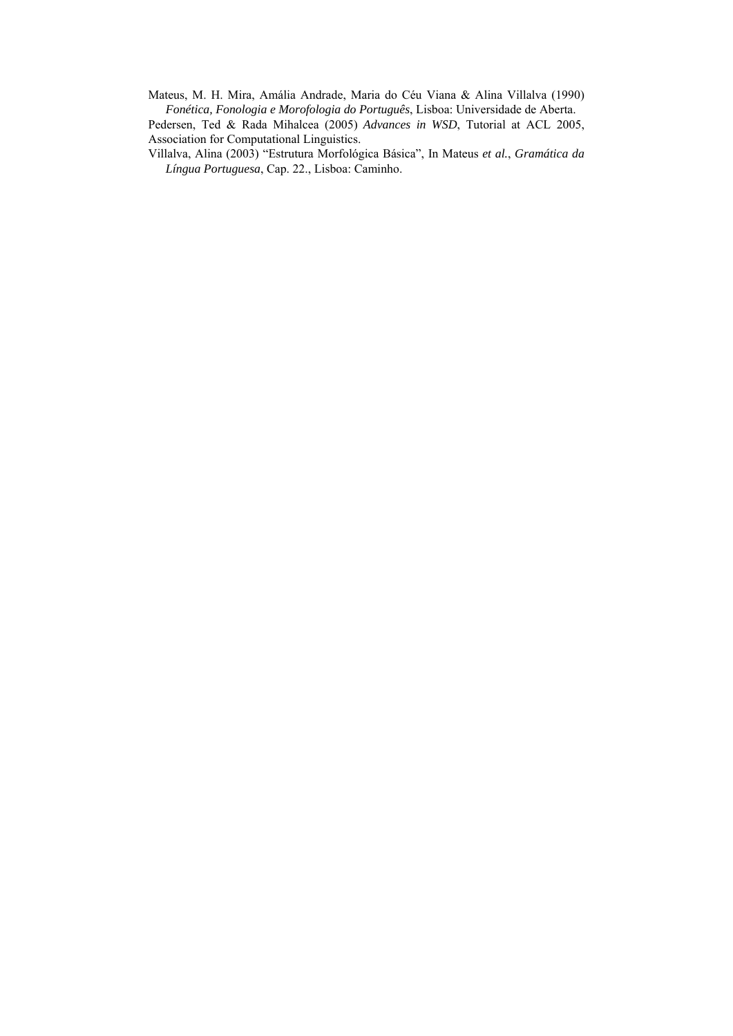Mateus, M. H. Mira, Amália Andrade, Maria do Céu Viana & Alina Villalva (1990) *Fonética, Fonologia e Morofologia do Português*, Lisboa: Universidade de Aberta.

Pedersen, Ted & Rada Mihalcea (2005) *Advances in WSD*, Tutorial at ACL 2005, Association for Computational Linguistics.

Villalva, Alina (2003) "Estrutura Morfológica Básica", In Mateus *et al.*, *Gramática da Língua Portuguesa*, Cap. 22., Lisboa: Caminho.